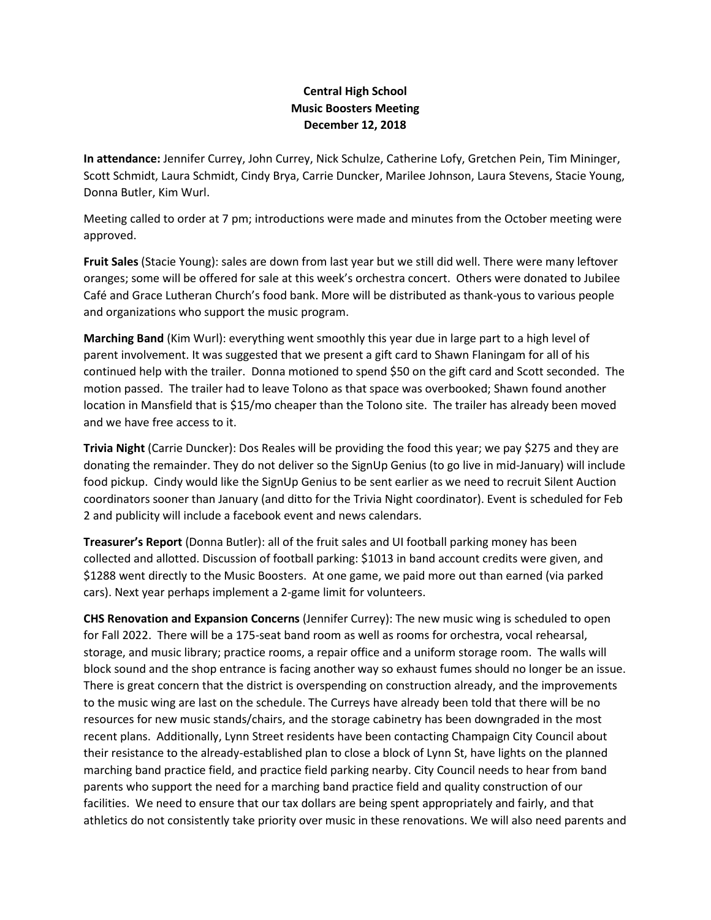**Central High School**
**Music Boosters Meeting**
**December 12, 2018**

**In attendance:** Jennifer Currey, John Currey, Nick Schulze, Catherine Lofy, Gretchen Pein, Tim Mininger, Scott Schmidt, Laura Schmidt, Cindy Brya, Carrie Duncker, Marilee Johnson, Laura Stevens, Stacie Young, Donna Butler, Kim Wurl.

Meeting called to order at 7 pm; introductions were made and minutes from the October meeting were approved.

**Fruit Sales** (Stacie Young): sales are down from last year but we still did well. There were many leftover oranges; some will be offered for sale at this week's orchestra concert. Others were donated to Jubilee Café and Grace Lutheran Church's food bank. More will be distributed as thank-yous to various people and organizations who support the music program.

**Marching Band** (Kim Wurl): everything went smoothly this year due in large part to a high level of parent involvement. It was suggested that we present a gift card to Shawn Flaningam for all of his continued help with the trailer. Donna motioned to spend $50 on the gift card and Scott seconded. The motion passed. The trailer had to leave Tolono as that space was overbooked; Shawn found another location in Mansfield that is $15/mo cheaper than the Tolono site. The trailer has already been moved and we have free access to it.

**Trivia Night** (Carrie Duncker): Dos Reales will be providing the food this year; we pay $275 and they are donating the remainder. They do not deliver so the SignUp Genius (to go live in mid-January) will include food pickup. Cindy would like the SignUp Genius to be sent earlier as we need to recruit Silent Auction coordinators sooner than January (and ditto for the Trivia Night coordinator). Event is scheduled for Feb 2 and publicity will include a facebook event and news calendars.

**Treasurer's Report** (Donna Butler): all of the fruit sales and UI football parking money has been collected and allotted. Discussion of football parking: $1013 in band account credits were given, and $1288 went directly to the Music Boosters. At one game, we paid more out than earned (via parked cars). Next year perhaps implement a 2-game limit for volunteers.

**CHS Renovation and Expansion Concerns** (Jennifer Currey): The new music wing is scheduled to open for Fall 2022. There will be a 175-seat band room as well as rooms for orchestra, vocal rehearsal, storage, and music library; practice rooms, a repair office and a uniform storage room. The walls will block sound and the shop entrance is facing another way so exhaust fumes should no longer be an issue. There is great concern that the district is overspending on construction already, and the improvements to the music wing are last on the schedule. The Curreys have already been told that there will be no resources for new music stands/chairs, and the storage cabinetry has been downgraded in the most recent plans. Additionally, Lynn Street residents have been contacting Champaign City Council about their resistance to the already-established plan to close a block of Lynn St, have lights on the planned marching band practice field, and practice field parking nearby. City Council needs to hear from band parents who support the need for a marching band practice field and quality construction of our facilities. We need to ensure that our tax dollars are being spent appropriately and fairly, and that athletics do not consistently take priority over music in these renovations. We will also need parents and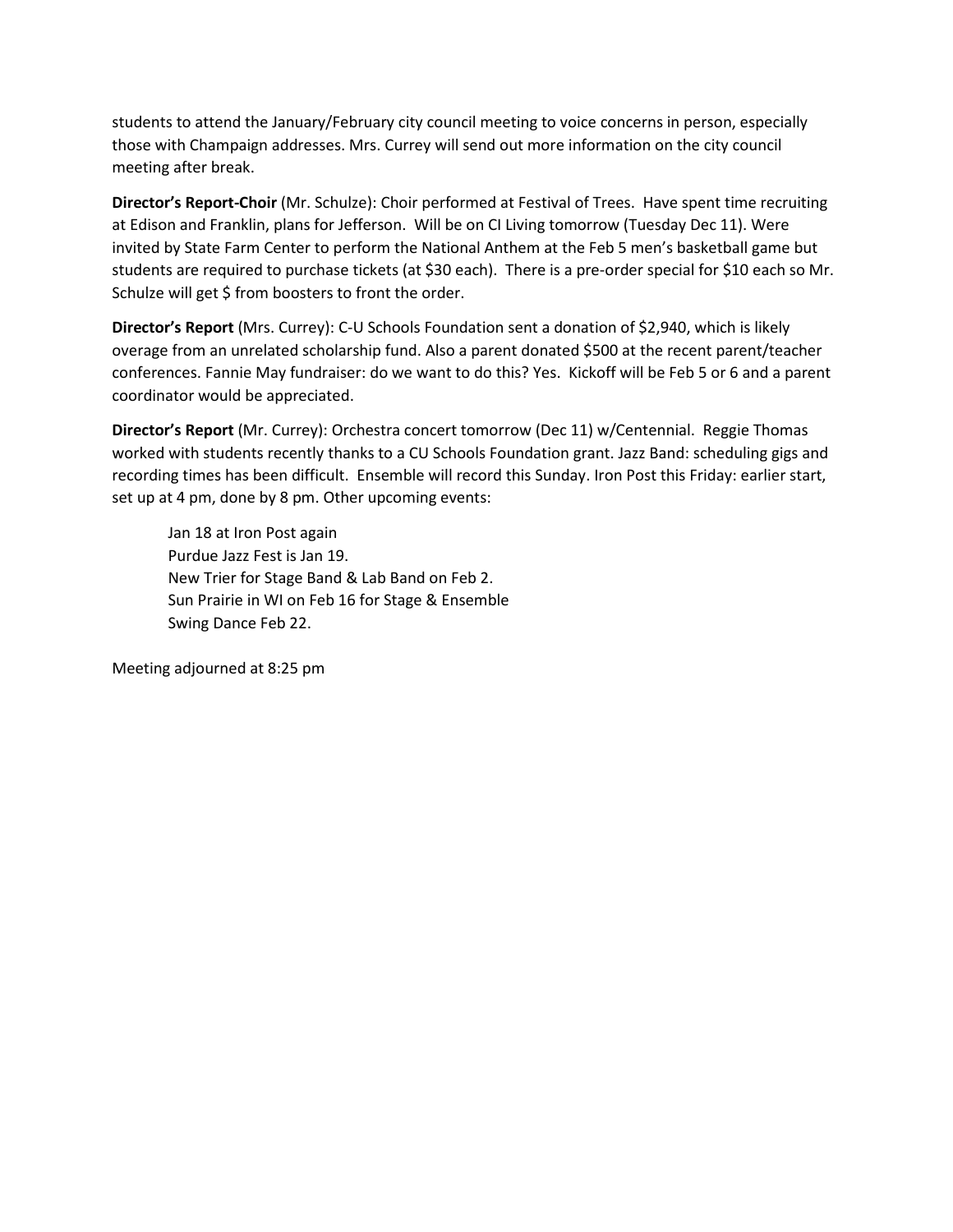students to attend the January/February city council meeting to voice concerns in person, especially those with Champaign addresses. Mrs. Currey will send out more information on the city council meeting after break.

**Director's Report-Choir** (Mr. Schulze): Choir performed at Festival of Trees. Have spent time recruiting at Edison and Franklin, plans for Jefferson. Will be on CI Living tomorrow (Tuesday Dec 11). Were invited by State Farm Center to perform the National Anthem at the Feb 5 men's basketball game but students are required to purchase tickets (at $30 each). There is a pre-order special for $10 each so Mr. Schulze will get $ from boosters to front the order.

**Director's Report** (Mrs. Currey): C-U Schools Foundation sent a donation of $2,940, which is likely overage from an unrelated scholarship fund. Also a parent donated $500 at the recent parent/teacher conferences. Fannie May fundraiser: do we want to do this? Yes. Kickoff will be Feb 5 or 6 and a parent coordinator would be appreciated.

**Director's Report** (Mr. Currey): Orchestra concert tomorrow (Dec 11) w/Centennial. Reggie Thomas worked with students recently thanks to a CU Schools Foundation grant. Jazz Band: scheduling gigs and recording times has been difficult. Ensemble will record this Sunday. Iron Post this Friday: earlier start, set up at 4 pm, done by 8 pm. Other upcoming events:

> Jan 18 at Iron Post again
> Purdue Jazz Fest is Jan 19.
> New Trier for Stage Band & Lab Band on Feb 2.
> Sun Prairie in WI on Feb 16 for Stage & Ensemble
> Swing Dance Feb 22.

Meeting adjourned at 8:25 pm